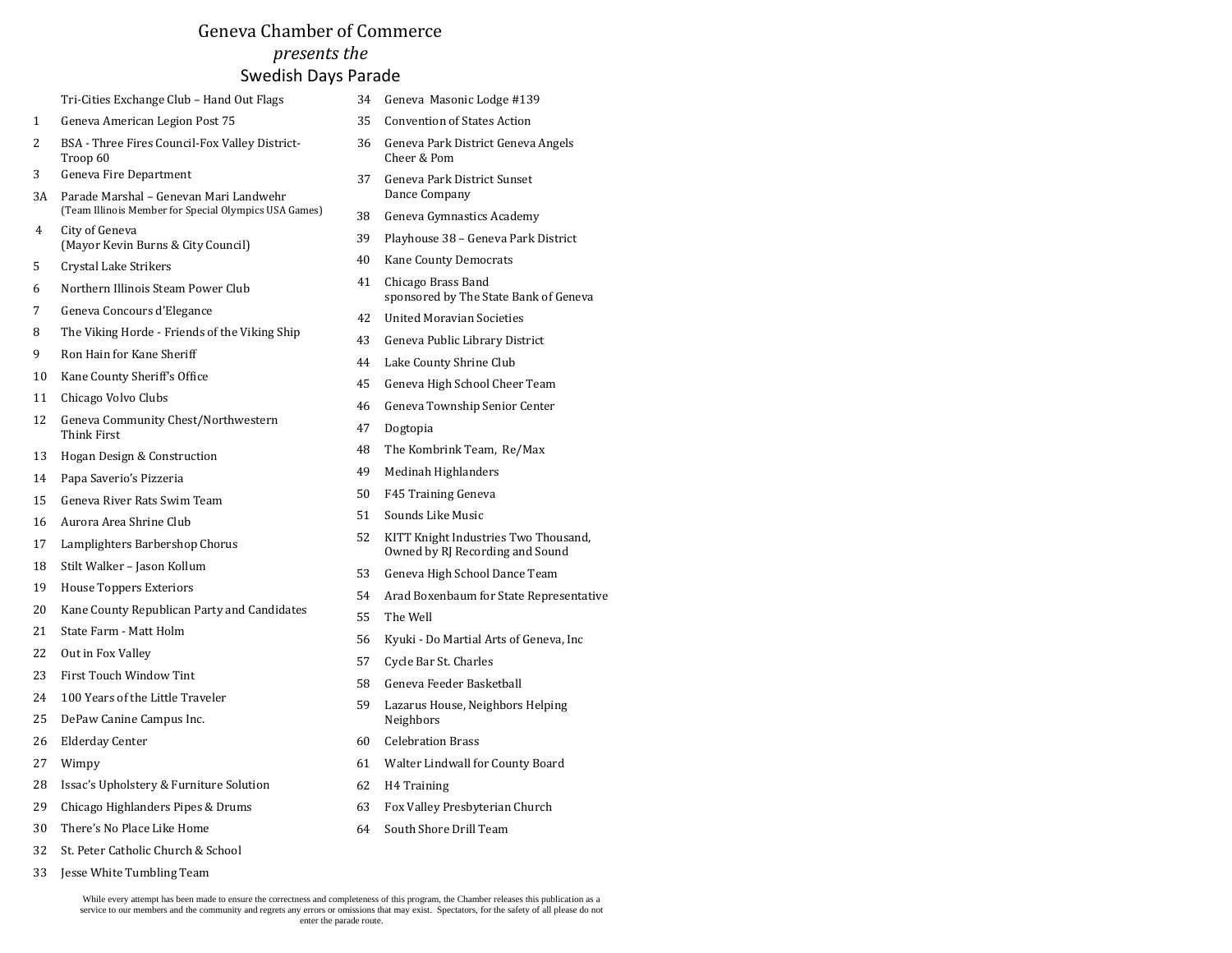# Geneva Chamber of Commerce

*presents the*

## Swedish Days Parade

Tri-Cities Exchange Club – Hand Out Flags

1 Geneva American Legion Post 75

2 BSA - Three Fires Council-Fox Valley District-Troop 60

3 Geneva Fire Department

3A Parade Marshal – Genevan Mari Landwehr (Team Illinois Member for Special Olympics USA Games)

4 City of Geneva (Mayor Kevin Burns & City Council)

5 Crystal Lake Strikers

6 Northern Illinois Steam Power Club

7 Geneva Concours d'Elegance

8 The Viking Horde - Friends of the Viking Ship

9 Ron Hain for Kane Sheriff

10 Kane County Sheriff's Office

11 Chicago Volvo Clubs

12 Geneva Community Chest/Northwestern Think First

13 Hogan Design & Construction

14 Papa Saverio's Pizzeria

15 Geneva River Rats Swim Team

16 Aurora Area Shrine Club

17 Lamplighters Barbershop Chorus

18 Stilt Walker – Jason Kollum

19 House Toppers Exteriors

20 Kane County Republican Party and Candidates

21 State Farm - Matt Holm

22 Out in Fox Valley

23 First Touch Window Tint

24 100 Years of the Little Traveler

25 DePaw Canine Campus Inc.

26 Elderday Center

27 Wimpy

28 Issac's Upholstery & Furniture Solution

29 Chicago Highlanders Pipes & Drums

30 There's No Place Like Home

32 St. Peter Catholic Church & School

33 Jesse White Tumbling Team

34 Geneva Masonic Lodge #139

35 Convention of States Action

36 Geneva Park District Geneva Angels Cheer & Pom

37 Geneva Park District Sunset Dance Company

38 Geneva Gymnastics Academy

39 Playhouse 38 – Geneva Park District

40 Kane County Democrats

41 Chicago Brass Band sponsored by The State Bank of Geneva

42 United Moravian Societies

43 Geneva Public Library District

44 Lake County Shrine Club

45 Geneva High School Cheer Team

46 Geneva Township Senior Center

47 Dogtopia

48 The Kombrink Team, Re/Max

49 Medinah Highlanders

50 F45 Training Geneva

51 Sounds Like Music

52 KITT Knight Industries Two Thousand, Owned by RJ Recording and Sound

53 Geneva High School Dance Team

54 Arad Boxenbaum for State Representative

55 The Well

56 Kyuki - Do Martial Arts of Geneva, Inc

57 Cycle Bar St. Charles

58 Geneva Feeder Basketball

59 Lazarus House, Neighbors Helping Neighbors

60 Celebration Brass

61 Walter Lindwall for County Board

62 H4 Training

63 Fox Valley Presbyterian Church

64 South Shore Drill Team

While every attempt has been made to ensure the correctness and completeness of this program, the Chamber releases this publication as a service to our members and the community and regrets any errors or omissions that may exist. Spectators, for the safety of all please do not enter the parade route.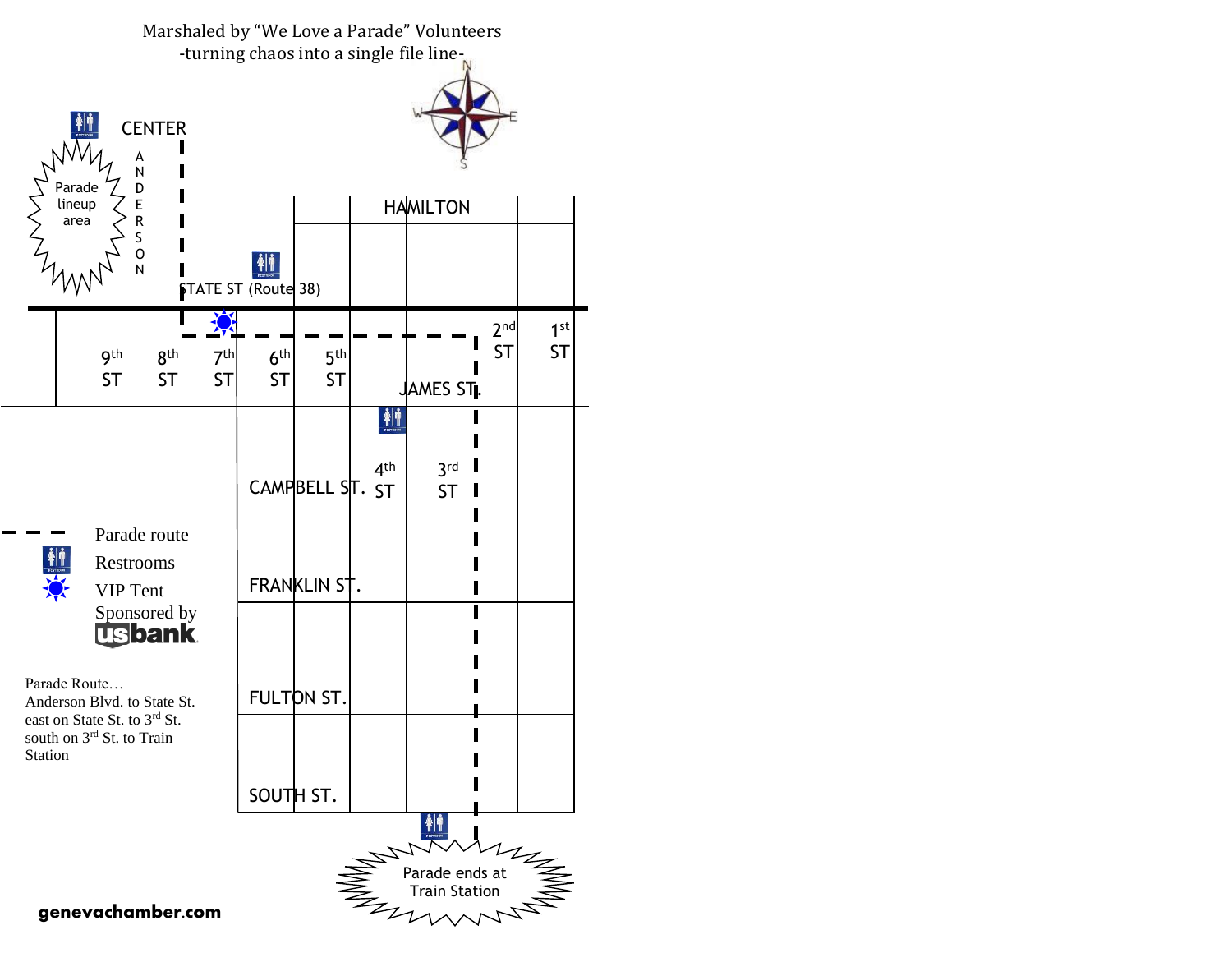Marshaled by "We Love a Parade" Volunteers
-turning chaos into a single file line-

N
W
E
S

CENTER

Parade lineup area

ANDERSON

HAMILTON

STATE ST (Route 38)

9th ST
8th ST
7th ST
6th ST
5th ST
2nd ST
1st ST

JAMES ST.

4th ST
3rd ST

CAMPBELL ST.

FRANKLIN ST.

FULTON ST.

SOUTH ST.

Parade ends at Train Station

Parade route
Restrooms
VIP Tent
Sponsored by
usbank

Parade Route…
Anderson Blvd. to State St.
east on State St. to 3rd St.
south on 3rd St. to Train Station

genevachamber.com